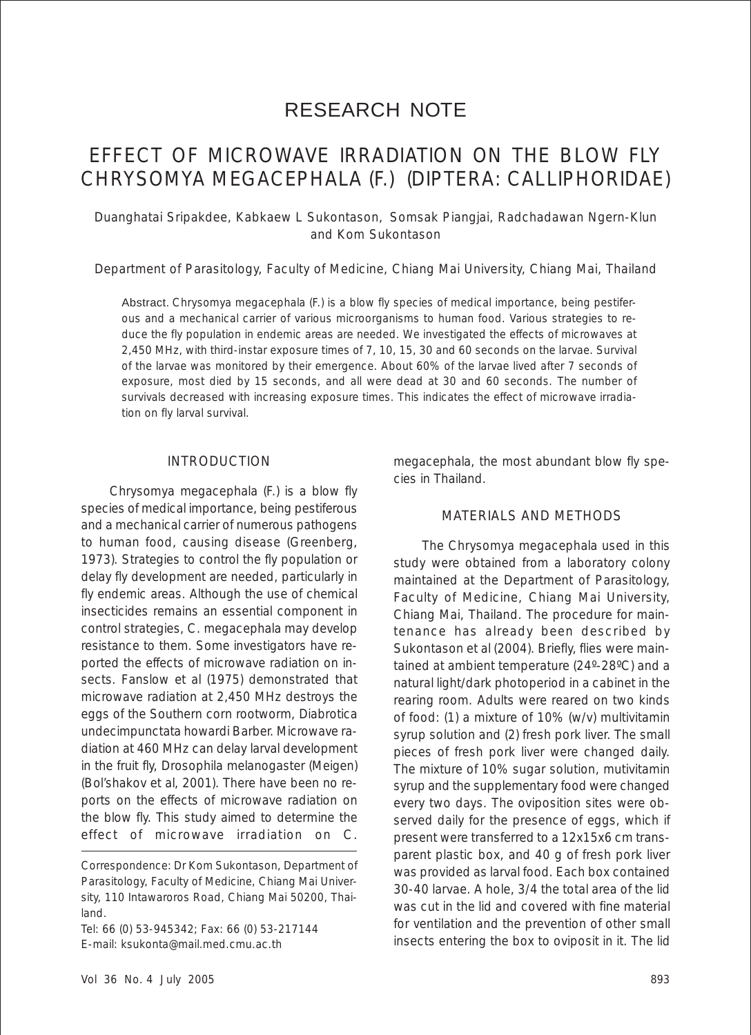# RESEARCH NOTE

# EFFECT OF MICROWAVE IRRADIATION ON THE BLOW FLY CHRYSOMYA MEGACEPHALA (F.) (DIPTERA: CALLIPHORIDAE)

Duanghatai Sripakdee, Kabkaew L Sukontason, Somsak Piangjai, Radchadawan Ngern-Klun and Kom Sukontason

Department of Parasitology, Faculty of Medicine, Chiang Mai University, Chiang Mai, Thailand

**Abstract.** *Chrysomya megacephala* (F.) is a blow fly species of medical importance, being pestiferous and a mechanical carrier of various microorganisms to human food. Various strategies to reduce the fly population in endemic areas are needed. We investigated the effects of microwaves at 2,450 MHz, with third-instar exposure times of 7, 10, 15, 30 and 60 seconds on the larvae. Survival of the larvae was monitored by their emergence. About 60% of the larvae lived after 7 seconds of exposure, most died by 15 seconds, and all were dead at 30 and 60 seconds. The number of survivals decreased with increasing exposure times. This indicates the effect of microwave irradiation on fly larval survival.

## INTRODUCTION

*Chrysomya megacephala* (F.) is a blow fly species of medical importance, being pestiferous and a mechanical carrier of numerous pathogens to human food, causing disease (Greenberg, 1973). Strategies to control the fly population or delay fly development are needed, particularly in fly endemic areas. Although the use of chemical insecticides remains an essential component in control strategies, *C. megacephala* may develop resistance to them. Some investigators have reported the effects of microwave radiation on insects. Fanslow *et al* (1975) demonstrated that microwave radiation at 2,450 MHz destroys the eggs of the Southern corn rootworm, *Diabrotica undecimpunctata howardi* Barber. Microwave radiation at 460 MHz can delay larval development in the fruit fly, *Drosophila melanogaster* (Meigen) (Bol'shakov *et al*, 2001). There have been no reports on the effects of microwave radiation on the blow fly. This study aimed to determine the effect of microwave irradiation on *C. megacephala*, the most abundant blow fly species in Thailand.

## MATERIALS AND METHODS

The *Chrysomya megacephala* used in this study were obtained from a laboratory colony maintained at the Department of Parasitology, Faculty of Medicine, Chiang Mai University, Chiang Mai, Thailand. The procedure for maintenance has already been described by Sukontason *et al* (2004). Briefly, flies were maintained at ambient temperature (24º-28ºC) and a natural light/dark photoperiod in a cabinet in the rearing room. Adults were reared on two kinds of food: (1) a mixture of 10% (w/v) multivitamin syrup solution and (2) fresh pork liver. The small pieces of fresh pork liver were changed daily. The mixture of 10% sugar solution, mutivitamin syrup and the supplementary food were changed every two days. The oviposition sites were observed daily for the presence of eggs, which if present were transferred to a 12x15x6 cm transparent plastic box, and 40 g of fresh pork liver was provided as larval food. Each box contained 30-40 larvae. A hole, 3/4 the total area of the lid was cut in the lid and covered with fine material for ventilation and the prevention of other small insects entering the box to oviposit in it. The lid

Correspondence: Dr Kom Sukontason, Department of Parasitology, Faculty of Medicine, Chiang Mai University, 110 Intawaroros Road, Chiang Mai 50200, Thailand.

Tel: 66 (0) 53-945342; Fax: 66 (0) 53-217144

E-mail: ksukonta@mail.med.cmu.ac.th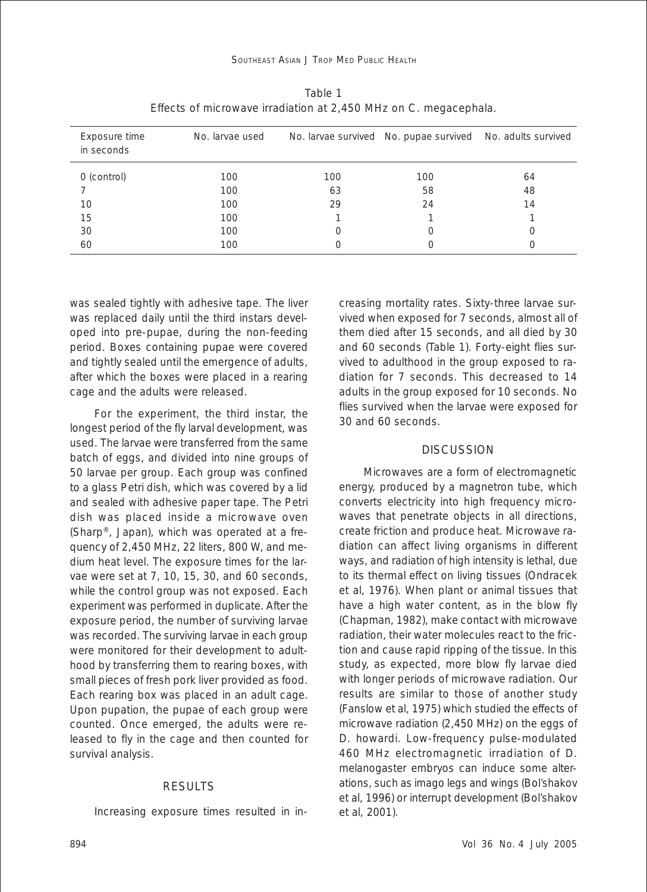Table 1
Effects of microwave irradiation at 2,450 MHz on C. megacephala.

| Exposure time in seconds | No. larvae used | No. larvae survived | No. pupae survived | No. adults survived |
|---|---|---|---|---|
| 0 (control) | 100 | 100 | 100 | 64 |
| 7 | 100 | 63 | 58 | 48 |
| 10 | 100 | 29 | 24 | 14 |
| 15 | 100 | 1 | 1 | 1 |
| 30 | 100 | 0 | 0 | 0 |
| 60 | 100 | 0 | 0 | 0 |

was sealed tightly with adhesive tape. The liver was replaced daily until the third instars developed into pre-pupae, during the non-feeding period. Boxes containing pupae were covered and tightly sealed until the emergence of adults, after which the boxes were placed in a rearing cage and the adults were released.

For the experiment, the third instar, the longest period of the fly larval development, was used. The larvae were transferred from the same batch of eggs, and divided into nine groups of 50 larvae per group. Each group was confined to a glass Petri dish, which was covered by a lid and sealed with adhesive paper tape. The Petri dish was placed inside a microwave oven (Sharp®, Japan), which was operated at a frequency of 2,450 MHz, 22 liters, 800 W, and medium heat level. The exposure times for the larvae were set at 7, 10, 15, 30, and 60 seconds, while the control group was not exposed. Each experiment was performed in duplicate. After the exposure period, the number of surviving larvae was recorded. The surviving larvae in each group were monitored for their development to adulthood by transferring them to rearing boxes, with small pieces of fresh pork liver provided as food. Each rearing box was placed in an adult cage. Upon pupation, the pupae of each group were counted. Once emerged, the adults were released to fly in the cage and then counted for survival analysis.

## RESULTS

Increasing exposure times resulted in increasing mortality rates. Sixty-three larvae survived when exposed for 7 seconds, almost all of them died after 15 seconds, and all died by 30 and 60 seconds (Table 1). Forty-eight flies survived to adulthood in the group exposed to radiation for 7 seconds. This decreased to 14 adults in the group exposed for 10 seconds. No flies survived when the larvae were exposed for 30 and 60 seconds.

## DISCUSSION

Microwaves are a form of electromagnetic energy, produced by a magnetron tube, which converts electricity into high frequency microwaves that penetrate objects in all directions, create friction and produce heat. Microwave radiation can affect living organisms in different ways, and radiation of high intensity is lethal, due to its thermal effect on living tissues (Ondracek et al, 1976). When plant or animal tissues that have a high water content, as in the blow fly (Chapman, 1982), make contact with microwave radiation, their water molecules react to the friction and cause rapid ripping of the tissue. In this study, as expected, more blow fly larvae died with longer periods of microwave radiation. Our results are similar to those of another study (Fanslow et al, 1975) which studied the effects of microwave radiation (2,450 MHz) on the eggs of D. howardi. Low-frequency pulse-modulated 460 MHz electromagnetic irradiation of D. melanogaster embryos can induce some alterations, such as imago legs and wings (Bol'shakov et al, 1996) or interrupt development (Bol'shakov et al, 2001).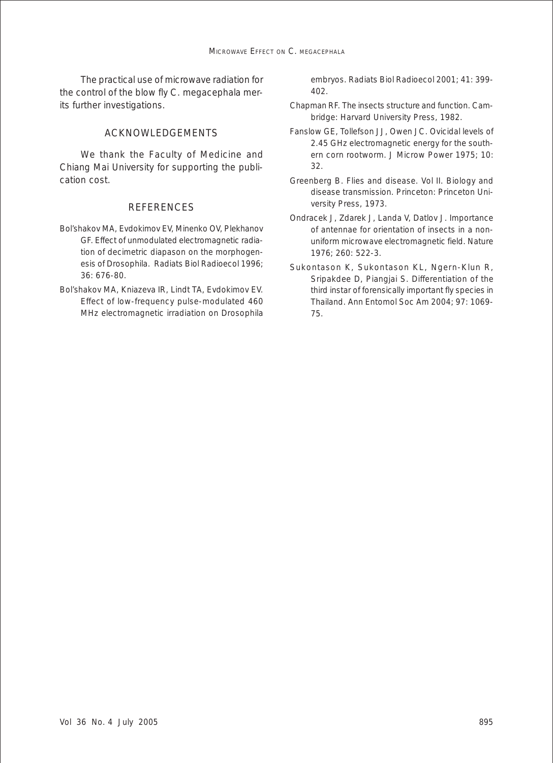The practical use of microwave radiation for the control of the blow fly *C. megacephala* merits further investigations.

## ACKNOWLEDGEMENTS

We thank the Faculty of Medicine and Chiang Mai University for supporting the publication cost.

## REFERENCES

Bol'shakov MA, Evdokimov EV, Minenko OV, Plekhanov GF. Effect of unmodulated electromagnetic radiation of decimetric diapason on the morphogenesis of Drosophila. Radiats Biol Radioecol 1996; 36: 676-80.

Bol'shakov MA, Kniazeva IR, Lindt TA, Evdokimov EV. Effect of low-frequency pulse-modulated 460 MHz electromagnetic irradiation on Drosophila embryos. Radiats Biol Radioecol 2001; 41: 399-402.

Chapman RF. The insects structure and function. Cambridge: Harvard University Press, 1982.

Fanslow GE, Tollefson JJ, Owen JC. Ovicidal levels of 2.45 GHz electromagnetic energy for the southern corn rootworm. J Microw Power 1975; 10: 32.

Greenberg B. Flies and disease. Vol II. Biology and disease transmission. Princeton: Princeton University Press, 1973.

Ondracek J, Zdarek J, Landa V, Datlov J. Importance of antennae for orientation of insects in a nonuniform microwave electromagnetic field. Nature 1976; 260: 522-3.

Sukontason K, Sukontason KL, Ngern-Klun R, Sripakdee D, Piangjai S. Differentiation of the third instar of forensically important fly species in Thailand. Ann Entomol Soc Am 2004; 97: 1069-75.